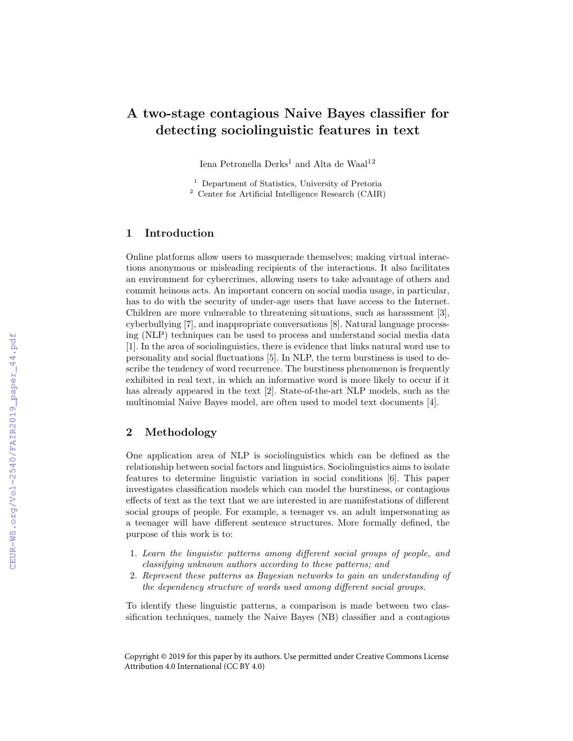# A two-stage contagious Naive Bayes classifier for detecting sociolinguistic features in text

Iena Petronella Derks[1] and Alta de Waal[1,2]

[1] Department of Statistics, University of Pretoria
[2] Center for Artificial Intelligence Research (CAIR)

## 1 Introduction

Online platforms allow users to masquerade themselves; making virtual interactions anonymous or misleading recipients of the interactions. It also facilitates an environment for cybercrimes, allowing users to take advantage of others and commit heinous acts. An important concern on social media usage, in particular, has to do with the security of under-age users that have access to the Internet. Children are more vulnerable to threatening situations, such as harassment [3], cyberbullying [7], and inappropriate conversations [8]. Natural language processing (NLP) techniques can be used to process and understand social media data [1]. In the area of sociolinguistics, there is evidence that links natural word use to personality and social fluctuations [5]. In NLP, the term burstiness is used to describe the tendency of word recurrence. The burstiness phenomenon is frequently exhibited in real text, in which an informative word is more likely to occur if it has already appeared in the text [2]. State-of-the-art NLP models, such as the multinomial Naive Bayes model, are often used to model text documents [4].

## 2 Methodology

One application area of NLP is sociolinguistics which can be defined as the relationship between social factors and linguistics. Sociolinguistics aims to isolate features to determine linguistic variation in social conditions [6]. This paper investigates classification models which can model the burstiness, or contagious effects of text as the text that we are interested in are manifestations of different social groups of people. For example, a teenager vs. an adult impersonating as a teenager will have different sentence structures. More formally defined, the purpose of this work is to:

1. *Learn the linguistic patterns among different social groups of people, and classifying unknown authors according to these patterns; and*
2. *Represent these patterns as Bayesian networks to gain an understanding of the dependency structure of words used among different social groups.*

To identify these linguistic patterns, a comparison is made between two classification techniques, namely the Naive Bayes (NB) classifier and a contagious

Copyright © 2019 for this paper by its authors. Use permitted under Creative Commons License Attribution 4.0 International (CC BY 4.0)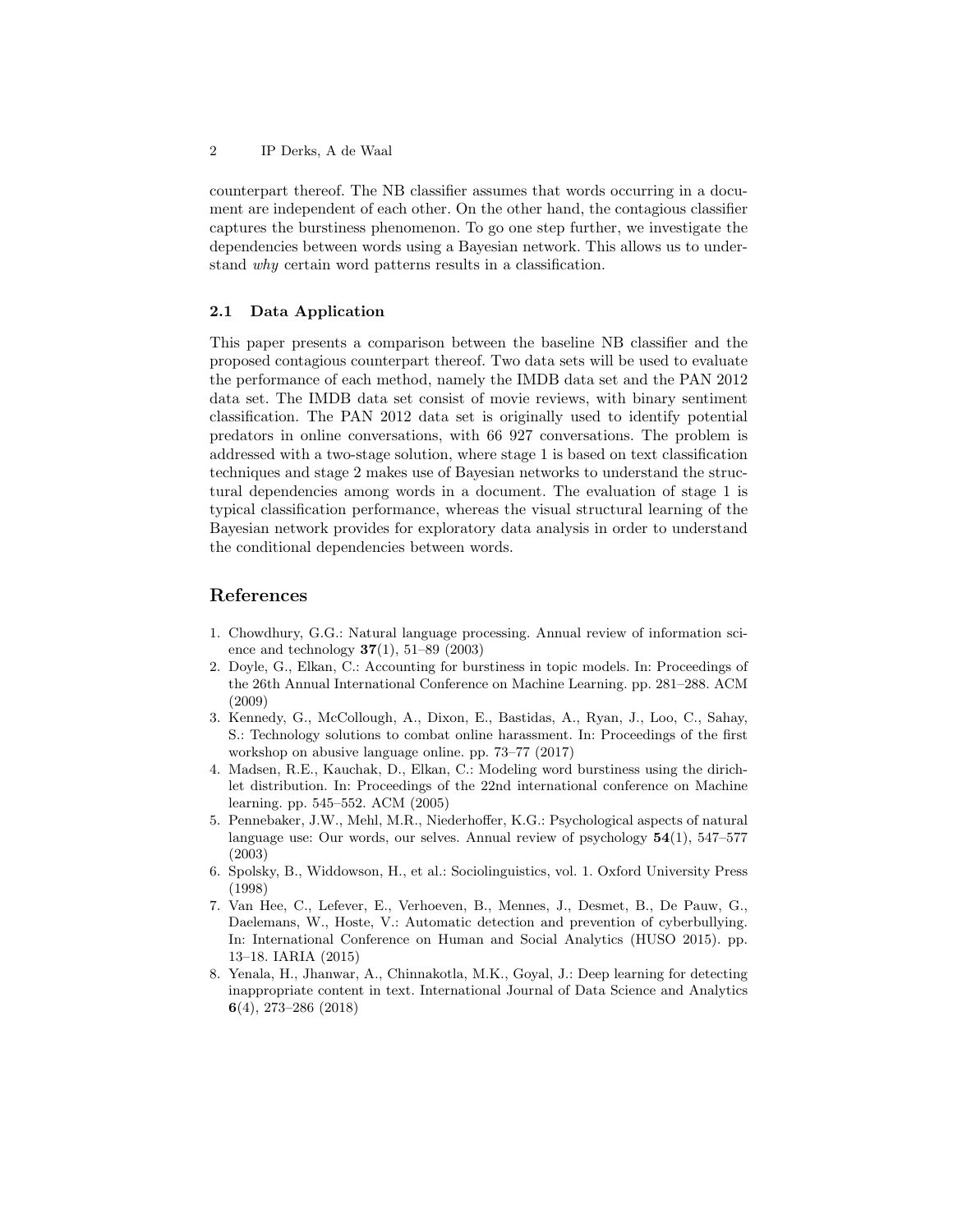counterpart thereof. The NB classifier assumes that words occurring in a document are independent of each other. On the other hand, the contagious classifier captures the burstiness phenomenon. To go one step further, we investigate the dependencies between words using a Bayesian network. This allows us to understand *why* certain word patterns results in a classification.

### 2.1 Data Application

This paper presents a comparison between the baseline NB classifier and the proposed contagious counterpart thereof. Two data sets will be used to evaluate the performance of each method, namely the IMDB data set and the PAN 2012 data set. The IMDB data set consist of movie reviews, with binary sentiment classification. The PAN 2012 data set is originally used to identify potential predators in online conversations, with 66 927 conversations. The problem is addressed with a two-stage solution, where stage 1 is based on text classification techniques and stage 2 makes use of Bayesian networks to understand the structural dependencies among words in a document. The evaluation of stage 1 is typical classification performance, whereas the visual structural learning of the Bayesian network provides for exploratory data analysis in order to understand the conditional dependencies between words.

## References

1. Chowdhury, G.G.: Natural language processing. Annual review of information science and technology **37**(1), 51–89 (2003)
2. Doyle, G., Elkan, C.: Accounting for burstiness in topic models. In: Proceedings of the 26th Annual International Conference on Machine Learning. pp. 281–288. ACM (2009)
3. Kennedy, G., McCollough, A., Dixon, E., Bastidas, A., Ryan, J., Loo, C., Sahay, S.: Technology solutions to combat online harassment. In: Proceedings of the first workshop on abusive language online. pp. 73–77 (2017)
4. Madsen, R.E., Kauchak, D., Elkan, C.: Modeling word burstiness using the dirichlet distribution. In: Proceedings of the 22nd international conference on Machine learning. pp. 545–552. ACM (2005)
5. Pennebaker, J.W., Mehl, M.R., Niederhoffer, K.G.: Psychological aspects of natural language use: Our words, our selves. Annual review of psychology **54**(1), 547–577 (2003)
6. Spolsky, B., Widdowson, H., et al.: Sociolinguistics, vol. 1. Oxford University Press (1998)
7. Van Hee, C., Lefever, E., Verhoeven, B., Mennes, J., Desmet, B., De Pauw, G., Daelemans, W., Hoste, V.: Automatic detection and prevention of cyberbullying. In: International Conference on Human and Social Analytics (HUSO 2015). pp. 13–18. IARIA (2015)
8. Yenala, H., Jhanwar, A., Chinnakotla, M.K., Goyal, J.: Deep learning for detecting inappropriate content in text. International Journal of Data Science and Analytics **6**(4), 273–286 (2018)